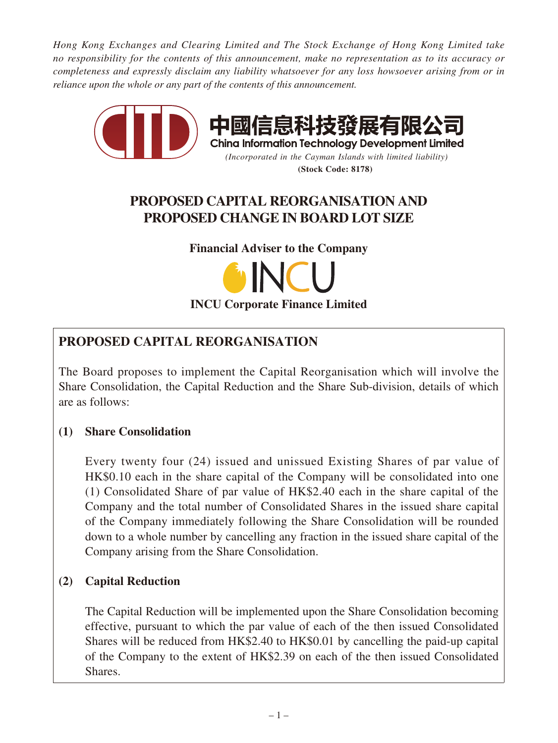*Hong Kong Exchanges and Clearing Limited and The Stock Exchange of Hong Kong Limited take no responsibility for the contents of this announcement, make no representation as to its accuracy or completeness and expressly disclaim any liability whatsoever for any loss howsoever arising from or in reliance upon the whole or any part of the contents of this announcement.*

# 中國信息科技發展有限公司
**China Information Technology Development Limited**

*(Incorporated in the Cayman Islands with limited liability)*

**(Stock Code: 8178)**

# PROPOSED CAPITAL REORGANISATION AND PROPOSED CHANGE IN BOARD LOT SIZE

**Financial Adviser to the Company**

**INCU Corporate Finance Limited**

## PROPOSED CAPITAL REORGANISATION

The Board proposes to implement the Capital Reorganisation which will involve the Share Consolidation, the Capital Reduction and the Share Sub-division, details of which are as follows:

**(1) Share Consolidation**

Every twenty four (24) issued and unissued Existing Shares of par value of HK$0.10 each in the share capital of the Company will be consolidated into one (1) Consolidated Share of par value of HK$2.40 each in the share capital of the Company and the total number of Consolidated Shares in the issued share capital of the Company immediately following the Share Consolidation will be rounded down to a whole number by cancelling any fraction in the issued share capital of the Company arising from the Share Consolidation.

**(2) Capital Reduction**

The Capital Reduction will be implemented upon the Share Consolidation becoming effective, pursuant to which the par value of each of the then issued Consolidated Shares will be reduced from HK$2.40 to HK$0.01 by cancelling the paid-up capital of the Company to the extent of HK$2.39 on each of the then issued Consolidated Shares.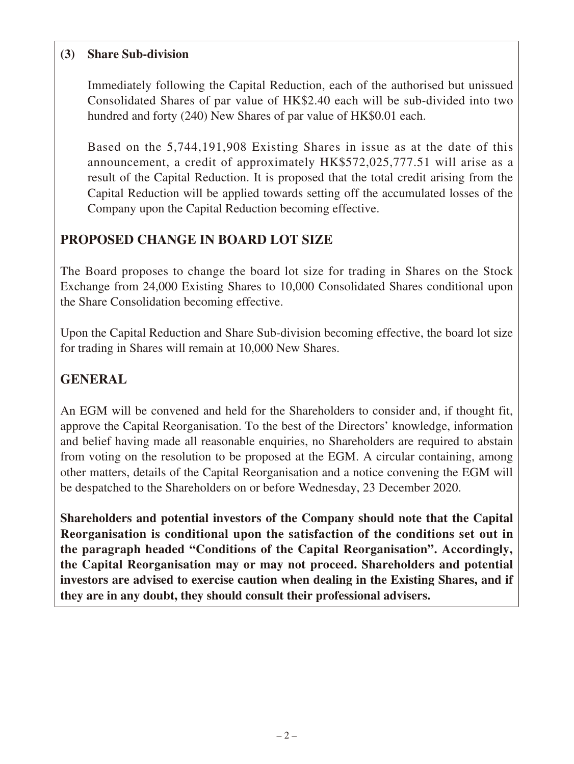**(3) Share Sub-division**

Immediately following the Capital Reduction, each of the authorised but unissued Consolidated Shares of par value of HK$2.40 each will be sub-divided into two hundred and forty (240) New Shares of par value of HK$0.01 each.

Based on the 5,744,191,908 Existing Shares in issue as at the date of this announcement, a credit of approximately HK$572,025,777.51 will arise as a result of the Capital Reduction. It is proposed that the total credit arising from the Capital Reduction will be applied towards setting off the accumulated losses of the Company upon the Capital Reduction becoming effective.

## PROPOSED CHANGE IN BOARD LOT SIZE

The Board proposes to change the board lot size for trading in Shares on the Stock Exchange from 24,000 Existing Shares to 10,000 Consolidated Shares conditional upon the Share Consolidation becoming effective.

Upon the Capital Reduction and Share Sub-division becoming effective, the board lot size for trading in Shares will remain at 10,000 New Shares.

## GENERAL

An EGM will be convened and held for the Shareholders to consider and, if thought fit, approve the Capital Reorganisation. To the best of the Directors' knowledge, information and belief having made all reasonable enquiries, no Shareholders are required to abstain from voting on the resolution to be proposed at the EGM. A circular containing, among other matters, details of the Capital Reorganisation and a notice convening the EGM will be despatched to the Shareholders on or before Wednesday, 23 December 2020.

**Shareholders and potential investors of the Company should note that the Capital Reorganisation is conditional upon the satisfaction of the conditions set out in the paragraph headed "Conditions of the Capital Reorganisation". Accordingly, the Capital Reorganisation may or may not proceed. Shareholders and potential investors are advised to exercise caution when dealing in the Existing Shares, and if they are in any doubt, they should consult their professional advisers.**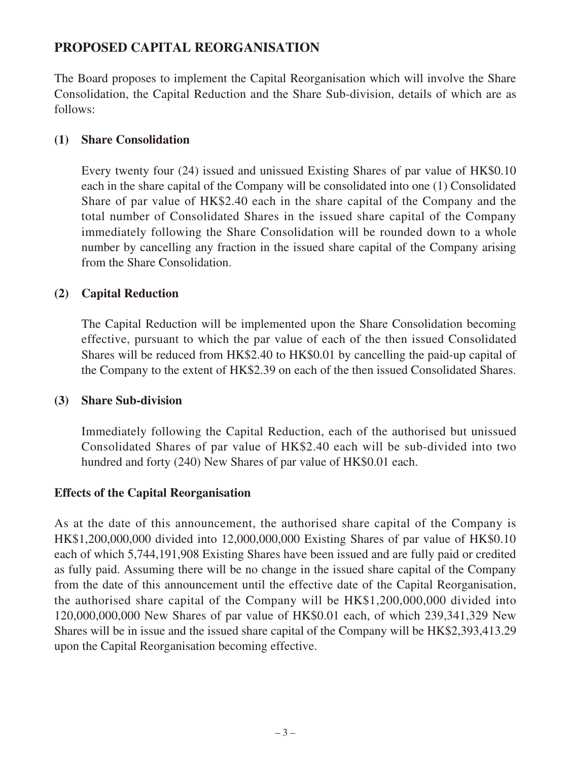## PROPOSED CAPITAL REORGANISATION

The Board proposes to implement the Capital Reorganisation which will involve the Share Consolidation, the Capital Reduction and the Share Sub-division, details of which are as follows:

### (1) Share Consolidation

Every twenty four (24) issued and unissued Existing Shares of par value of HK$0.10 each in the share capital of the Company will be consolidated into one (1) Consolidated Share of par value of HK$2.40 each in the share capital of the Company and the total number of Consolidated Shares in the issued share capital of the Company immediately following the Share Consolidation will be rounded down to a whole number by cancelling any fraction in the issued share capital of the Company arising from the Share Consolidation.

### (2) Capital Reduction

The Capital Reduction will be implemented upon the Share Consolidation becoming effective, pursuant to which the par value of each of the then issued Consolidated Shares will be reduced from HK$2.40 to HK$0.01 by cancelling the paid-up capital of the Company to the extent of HK$2.39 on each of the then issued Consolidated Shares.

### (3) Share Sub-division

Immediately following the Capital Reduction, each of the authorised but unissued Consolidated Shares of par value of HK$2.40 each will be sub-divided into two hundred and forty (240) New Shares of par value of HK$0.01 each.

### Effects of the Capital Reorganisation

As at the date of this announcement, the authorised share capital of the Company is HK$1,200,000,000 divided into 12,000,000,000 Existing Shares of par value of HK$0.10 each of which 5,744,191,908 Existing Shares have been issued and are fully paid or credited as fully paid. Assuming there will be no change in the issued share capital of the Company from the date of this announcement until the effective date of the Capital Reorganisation, the authorised share capital of the Company will be HK$1,200,000,000 divided into 120,000,000,000 New Shares of par value of HK$0.01 each, of which 239,341,329 New Shares will be in issue and the issued share capital of the Company will be HK$2,393,413.29 upon the Capital Reorganisation becoming effective.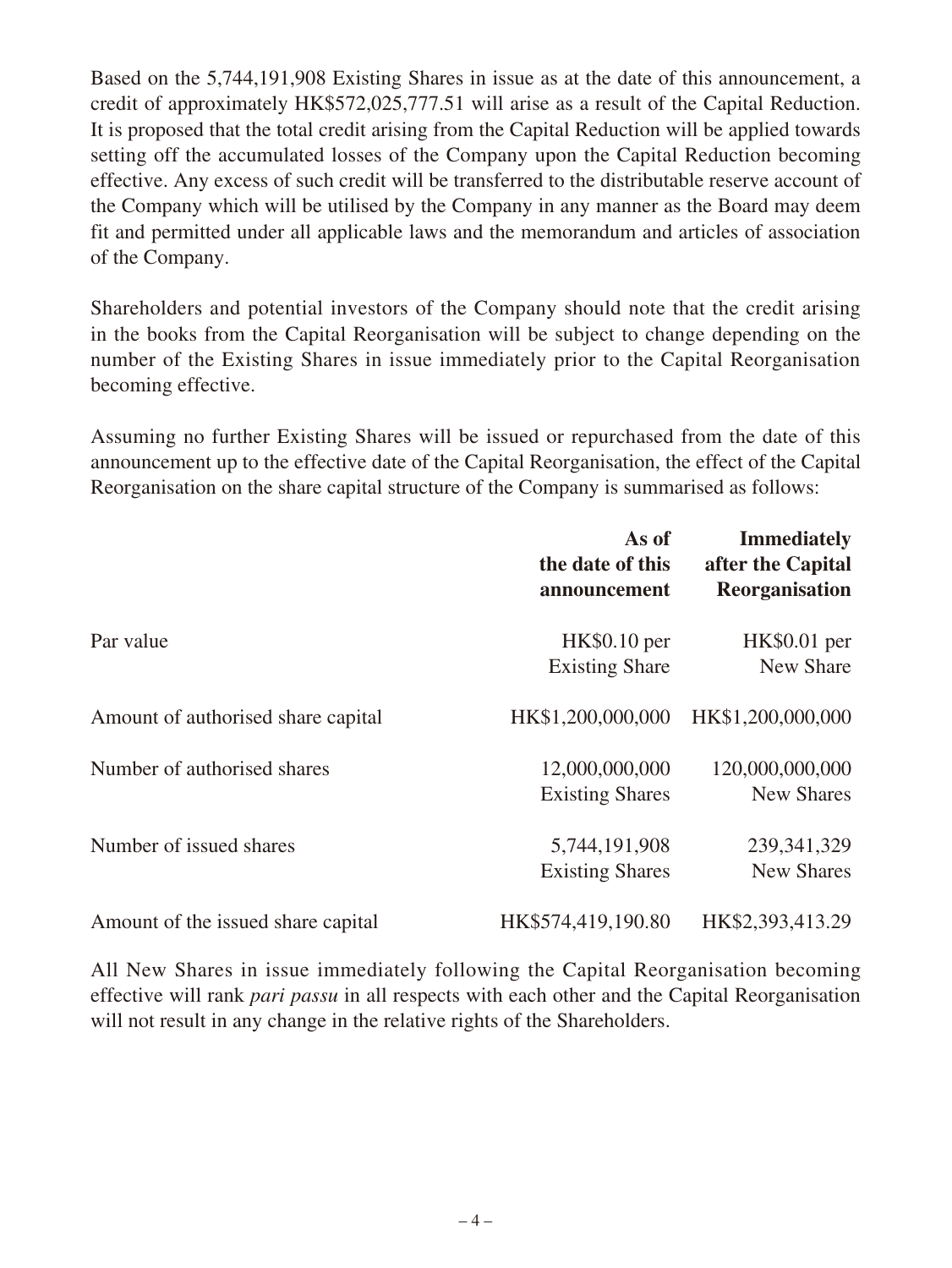Based on the 5,744,191,908 Existing Shares in issue as at the date of this announcement, a credit of approximately HK$572,025,777.51 will arise as a result of the Capital Reduction. It is proposed that the total credit arising from the Capital Reduction will be applied towards setting off the accumulated losses of the Company upon the Capital Reduction becoming effective. Any excess of such credit will be transferred to the distributable reserve account of the Company which will be utilised by the Company in any manner as the Board may deem fit and permitted under all applicable laws and the memorandum and articles of association of the Company.

Shareholders and potential investors of the Company should note that the credit arising in the books from the Capital Reorganisation will be subject to change depending on the number of the Existing Shares in issue immediately prior to the Capital Reorganisation becoming effective.

Assuming no further Existing Shares will be issued or repurchased from the date of this announcement up to the effective date of the Capital Reorganisation, the effect of the Capital Reorganisation on the share capital structure of the Company is summarised as follows:

| | **As of the date of this announcement** | **Immediately after the Capital Reorganisation** |
|---|---|---|
| Par value | HK$0.10 per Existing Share | HK$0.01 per New Share |
| Amount of authorised share capital | HK$1,200,000,000 | HK$1,200,000,000 |
| Number of authorised shares | 12,000,000,000 Existing Shares | 120,000,000,000 New Shares |
| Number of issued shares | 5,744,191,908 Existing Shares | 239,341,329 New Shares |
| Amount of the issued share capital | HK$574,419,190.80 | HK$2,393,413.29 |

All New Shares in issue immediately following the Capital Reorganisation becoming effective will rank *pari passu* in all respects with each other and the Capital Reorganisation will not result in any change in the relative rights of the Shareholders.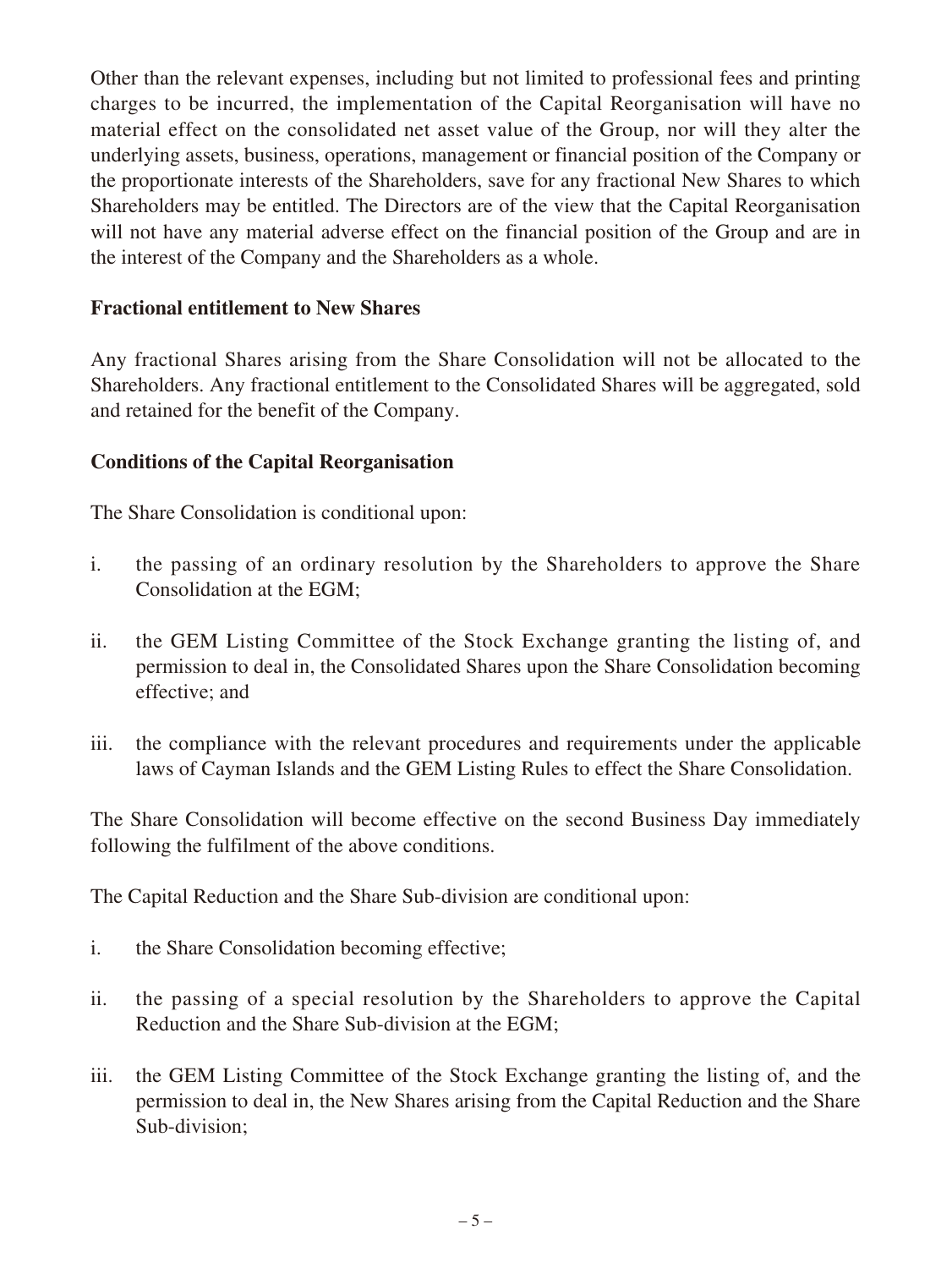Other than the relevant expenses, including but not limited to professional fees and printing charges to be incurred, the implementation of the Capital Reorganisation will have no material effect on the consolidated net asset value of the Group, nor will they alter the underlying assets, business, operations, management or financial position of the Company or the proportionate interests of the Shareholders, save for any fractional New Shares to which Shareholders may be entitled. The Directors are of the view that the Capital Reorganisation will not have any material adverse effect on the financial position of the Group and are in the interest of the Company and the Shareholders as a whole.

**Fractional entitlement to New Shares**

Any fractional Shares arising from the Share Consolidation will not be allocated to the Shareholders. Any fractional entitlement to the Consolidated Shares will be aggregated, sold and retained for the benefit of the Company.

**Conditions of the Capital Reorganisation**

The Share Consolidation is conditional upon:

i. the passing of an ordinary resolution by the Shareholders to approve the Share Consolidation at the EGM;

ii. the GEM Listing Committee of the Stock Exchange granting the listing of, and permission to deal in, the Consolidated Shares upon the Share Consolidation becoming effective; and

iii. the compliance with the relevant procedures and requirements under the applicable laws of Cayman Islands and the GEM Listing Rules to effect the Share Consolidation.

The Share Consolidation will become effective on the second Business Day immediately following the fulfilment of the above conditions.

The Capital Reduction and the Share Sub-division are conditional upon:

i. the Share Consolidation becoming effective;

ii. the passing of a special resolution by the Shareholders to approve the Capital Reduction and the Share Sub-division at the EGM;

iii. the GEM Listing Committee of the Stock Exchange granting the listing of, and the permission to deal in, the New Shares arising from the Capital Reduction and the Share Sub-division;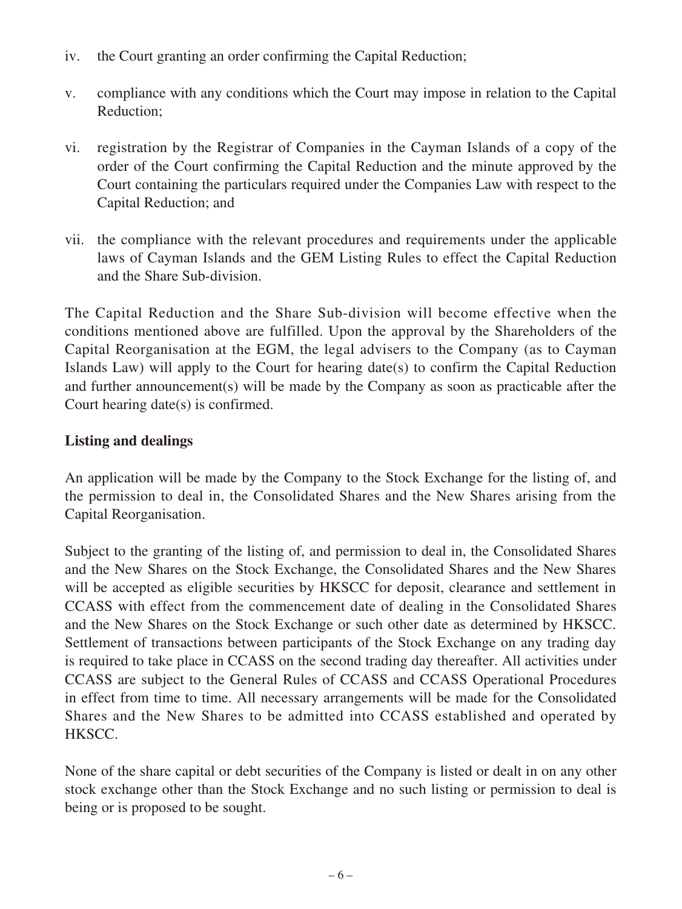iv. the Court granting an order confirming the Capital Reduction;

v. compliance with any conditions which the Court may impose in relation to the Capital Reduction;

vi. registration by the Registrar of Companies in the Cayman Islands of a copy of the order of the Court confirming the Capital Reduction and the minute approved by the Court containing the particulars required under the Companies Law with respect to the Capital Reduction; and

vii. the compliance with the relevant procedures and requirements under the applicable laws of Cayman Islands and the GEM Listing Rules to effect the Capital Reduction and the Share Sub-division.

The Capital Reduction and the Share Sub-division will become effective when the conditions mentioned above are fulfilled. Upon the approval by the Shareholders of the Capital Reorganisation at the EGM, the legal advisers to the Company (as to Cayman Islands Law) will apply to the Court for hearing date(s) to confirm the Capital Reduction and further announcement(s) will be made by the Company as soon as practicable after the Court hearing date(s) is confirmed.

**Listing and dealings**

An application will be made by the Company to the Stock Exchange for the listing of, and the permission to deal in, the Consolidated Shares and the New Shares arising from the Capital Reorganisation.

Subject to the granting of the listing of, and permission to deal in, the Consolidated Shares and the New Shares on the Stock Exchange, the Consolidated Shares and the New Shares will be accepted as eligible securities by HKSCC for deposit, clearance and settlement in CCASS with effect from the commencement date of dealing in the Consolidated Shares and the New Shares on the Stock Exchange or such other date as determined by HKSCC. Settlement of transactions between participants of the Stock Exchange on any trading day is required to take place in CCASS on the second trading day thereafter. All activities under CCASS are subject to the General Rules of CCASS and CCASS Operational Procedures in effect from time to time. All necessary arrangements will be made for the Consolidated Shares and the New Shares to be admitted into CCASS established and operated by HKSCC.

None of the share capital or debt securities of the Company is listed or dealt in on any other stock exchange other than the Stock Exchange and no such listing or permission to deal is being or is proposed to be sought.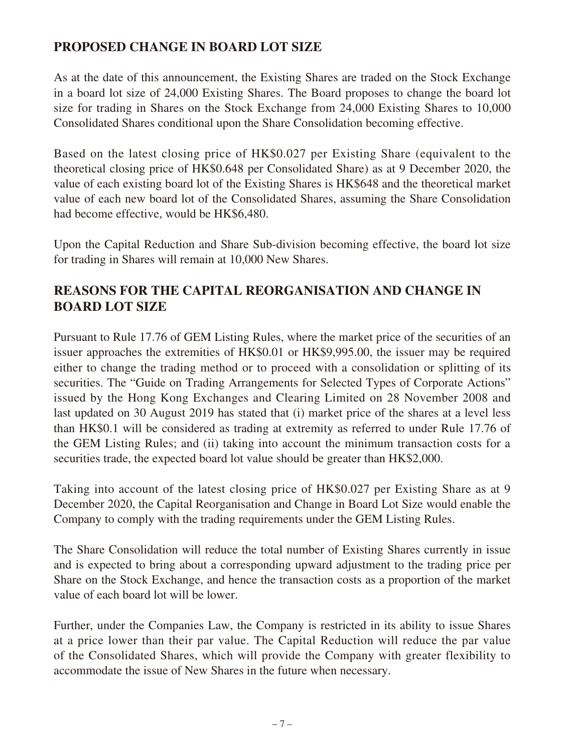## PROPOSED CHANGE IN BOARD LOT SIZE

As at the date of this announcement, the Existing Shares are traded on the Stock Exchange in a board lot size of 24,000 Existing Shares. The Board proposes to change the board lot size for trading in Shares on the Stock Exchange from 24,000 Existing Shares to 10,000 Consolidated Shares conditional upon the Share Consolidation becoming effective.

Based on the latest closing price of HK$0.027 per Existing Share (equivalent to the theoretical closing price of HK$0.648 per Consolidated Share) as at 9 December 2020, the value of each existing board lot of the Existing Shares is HK$648 and the theoretical market value of each new board lot of the Consolidated Shares, assuming the Share Consolidation had become effective, would be HK$6,480.

Upon the Capital Reduction and Share Sub-division becoming effective, the board lot size for trading in Shares will remain at 10,000 New Shares.

## REASONS FOR THE CAPITAL REORGANISATION AND CHANGE IN BOARD LOT SIZE

Pursuant to Rule 17.76 of GEM Listing Rules, where the market price of the securities of an issuer approaches the extremities of HK$0.01 or HK$9,995.00, the issuer may be required either to change the trading method or to proceed with a consolidation or splitting of its securities. The "Guide on Trading Arrangements for Selected Types of Corporate Actions" issued by the Hong Kong Exchanges and Clearing Limited on 28 November 2008 and last updated on 30 August 2019 has stated that (i) market price of the shares at a level less than HK$0.1 will be considered as trading at extremity as referred to under Rule 17.76 of the GEM Listing Rules; and (ii) taking into account the minimum transaction costs for a securities trade, the expected board lot value should be greater than HK$2,000.

Taking into account of the latest closing price of HK$0.027 per Existing Share as at 9 December 2020, the Capital Reorganisation and Change in Board Lot Size would enable the Company to comply with the trading requirements under the GEM Listing Rules.

The Share Consolidation will reduce the total number of Existing Shares currently in issue and is expected to bring about a corresponding upward adjustment to the trading price per Share on the Stock Exchange, and hence the transaction costs as a proportion of the market value of each board lot will be lower.

Further, under the Companies Law, the Company is restricted in its ability to issue Shares at a price lower than their par value. The Capital Reduction will reduce the par value of the Consolidated Shares, which will provide the Company with greater flexibility to accommodate the issue of New Shares in the future when necessary.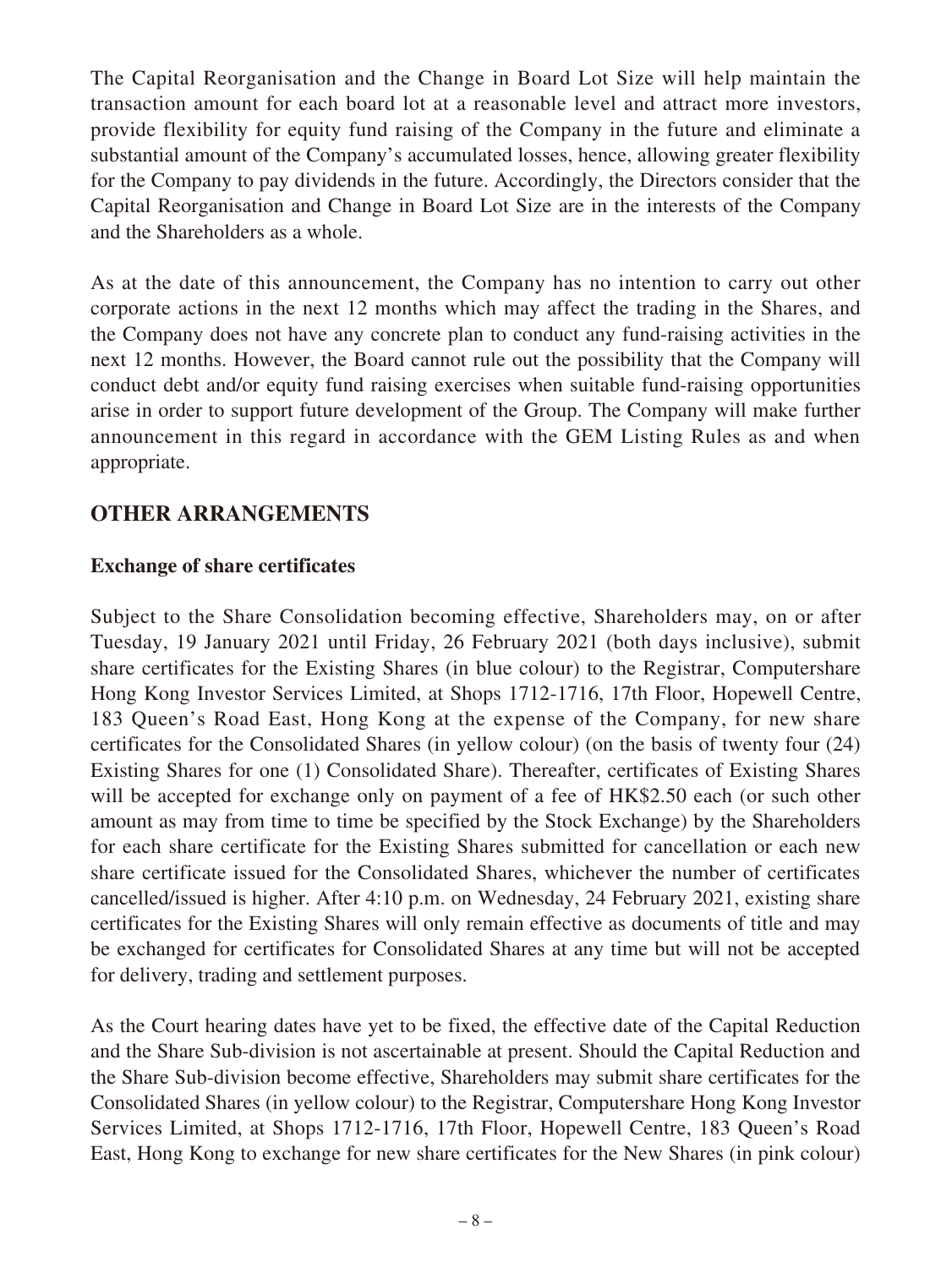The Capital Reorganisation and the Change in Board Lot Size will help maintain the transaction amount for each board lot at a reasonable level and attract more investors, provide flexibility for equity fund raising of the Company in the future and eliminate a substantial amount of the Company's accumulated losses, hence, allowing greater flexibility for the Company to pay dividends in the future. Accordingly, the Directors consider that the Capital Reorganisation and Change in Board Lot Size are in the interests of the Company and the Shareholders as a whole.

As at the date of this announcement, the Company has no intention to carry out other corporate actions in the next 12 months which may affect the trading in the Shares, and the Company does not have any concrete plan to conduct any fund-raising activities in the next 12 months. However, the Board cannot rule out the possibility that the Company will conduct debt and/or equity fund raising exercises when suitable fund-raising opportunities arise in order to support future development of the Group. The Company will make further announcement in this regard in accordance with the GEM Listing Rules as and when appropriate.

## OTHER ARRANGEMENTS

### Exchange of share certificates

Subject to the Share Consolidation becoming effective, Shareholders may, on or after Tuesday, 19 January 2021 until Friday, 26 February 2021 (both days inclusive), submit share certificates for the Existing Shares (in blue colour) to the Registrar, Computershare Hong Kong Investor Services Limited, at Shops 1712-1716, 17th Floor, Hopewell Centre, 183 Queen's Road East, Hong Kong at the expense of the Company, for new share certificates for the Consolidated Shares (in yellow colour) (on the basis of twenty four (24) Existing Shares for one (1) Consolidated Share). Thereafter, certificates of Existing Shares will be accepted for exchange only on payment of a fee of HK$2.50 each (or such other amount as may from time to time be specified by the Stock Exchange) by the Shareholders for each share certificate for the Existing Shares submitted for cancellation or each new share certificate issued for the Consolidated Shares, whichever the number of certificates cancelled/issued is higher. After 4:10 p.m. on Wednesday, 24 February 2021, existing share certificates for the Existing Shares will only remain effective as documents of title and may be exchanged for certificates for Consolidated Shares at any time but will not be accepted for delivery, trading and settlement purposes.

As the Court hearing dates have yet to be fixed, the effective date of the Capital Reduction and the Share Sub-division is not ascertainable at present. Should the Capital Reduction and the Share Sub-division become effective, Shareholders may submit share certificates for the Consolidated Shares (in yellow colour) to the Registrar, Computershare Hong Kong Investor Services Limited, at Shops 1712-1716, 17th Floor, Hopewell Centre, 183 Queen's Road East, Hong Kong to exchange for new share certificates for the New Shares (in pink colour)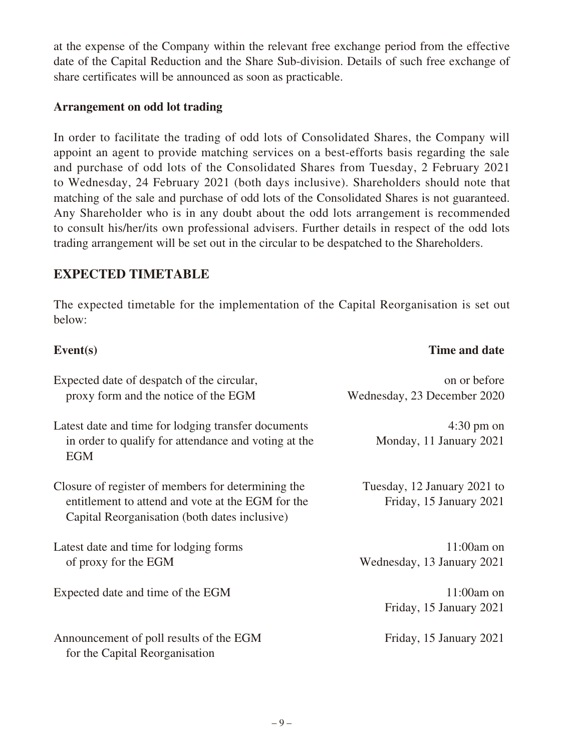at the expense of the Company within the relevant free exchange period from the effective date of the Capital Reduction and the Share Sub-division. Details of such free exchange of share certificates will be announced as soon as practicable.

**Arrangement on odd lot trading**

In order to facilitate the trading of odd lots of Consolidated Shares, the Company will appoint an agent to provide matching services on a best-efforts basis regarding the sale and purchase of odd lots of the Consolidated Shares from Tuesday, 2 February 2021 to Wednesday, 24 February 2021 (both days inclusive). Shareholders should note that matching of the sale and purchase of odd lots of the Consolidated Shares is not guaranteed. Any Shareholder who is in any doubt about the odd lots arrangement is recommended to consult his/her/its own professional advisers. Further details in respect of the odd lots trading arrangement will be set out in the circular to be despatched to the Shareholders.

## EXPECTED TIMETABLE

The expected timetable for the implementation of the Capital Reorganisation is set out below:

| Event(s) | Time and date |
|---|---|
| Expected date of despatch of the circular, proxy form and the notice of the EGM | on or before Wednesday, 23 December 2020 |
| Latest date and time for lodging transfer documents in order to qualify for attendance and voting at the EGM | 4:30 pm on Monday, 11 January 2021 |
| Closure of register of members for determining the entitlement to attend and vote at the EGM for the Capital Reorganisation (both dates inclusive) | Tuesday, 12 January 2021 to Friday, 15 January 2021 |
| Latest date and time for lodging forms of proxy for the EGM | 11:00am on Wednesday, 13 January 2021 |
| Expected date and time of the EGM | 11:00am on Friday, 15 January 2021 |
| Announcement of poll results of the EGM for the Capital Reorganisation | Friday, 15 January 2021 |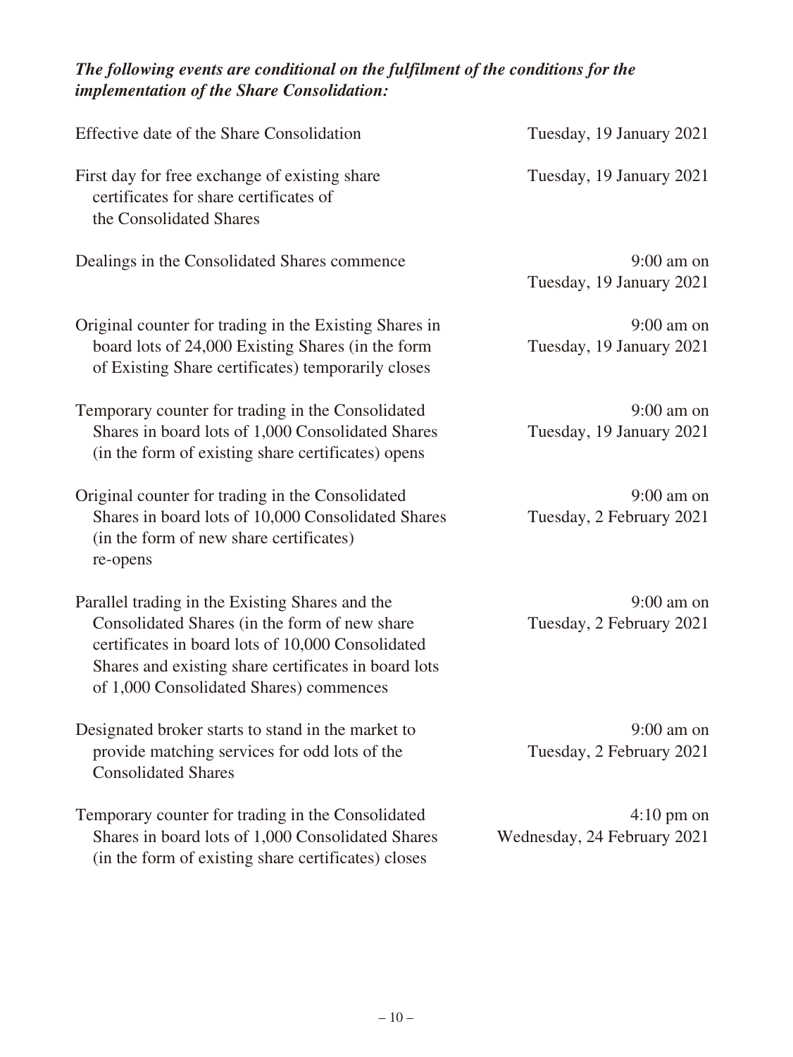***The following events are conditional on the fulfilment of the conditions for the implementation of the Share Consolidation:***

| | |
|---|---|
| Effective date of the Share Consolidation | Tuesday, 19 January 2021 |
| First day for free exchange of existing share certificates for share certificates of the Consolidated Shares | Tuesday, 19 January 2021 |
| Dealings in the Consolidated Shares commence | 9:00 am on Tuesday, 19 January 2021 |
| Original counter for trading in the Existing Shares in board lots of 24,000 Existing Shares (in the form of Existing Share certificates) temporarily closes | 9:00 am on Tuesday, 19 January 2021 |
| Temporary counter for trading in the Consolidated Shares in board lots of 1,000 Consolidated Shares (in the form of existing share certificates) opens | 9:00 am on Tuesday, 19 January 2021 |
| Original counter for trading in the Consolidated Shares in board lots of 10,000 Consolidated Shares (in the form of new share certificates) re-opens | 9:00 am on Tuesday, 2 February 2021 |
| Parallel trading in the Existing Shares and the Consolidated Shares (in the form of new share certificates in board lots of 10,000 Consolidated Shares and existing share certificates in board lots of 1,000 Consolidated Shares) commences | 9:00 am on Tuesday, 2 February 2021 |
| Designated broker starts to stand in the market to provide matching services for odd lots of the Consolidated Shares | 9:00 am on Tuesday, 2 February 2021 |
| Temporary counter for trading in the Consolidated Shares in board lots of 1,000 Consolidated Shares (in the form of existing share certificates) closes | 4:10 pm on Wednesday, 24 February 2021 |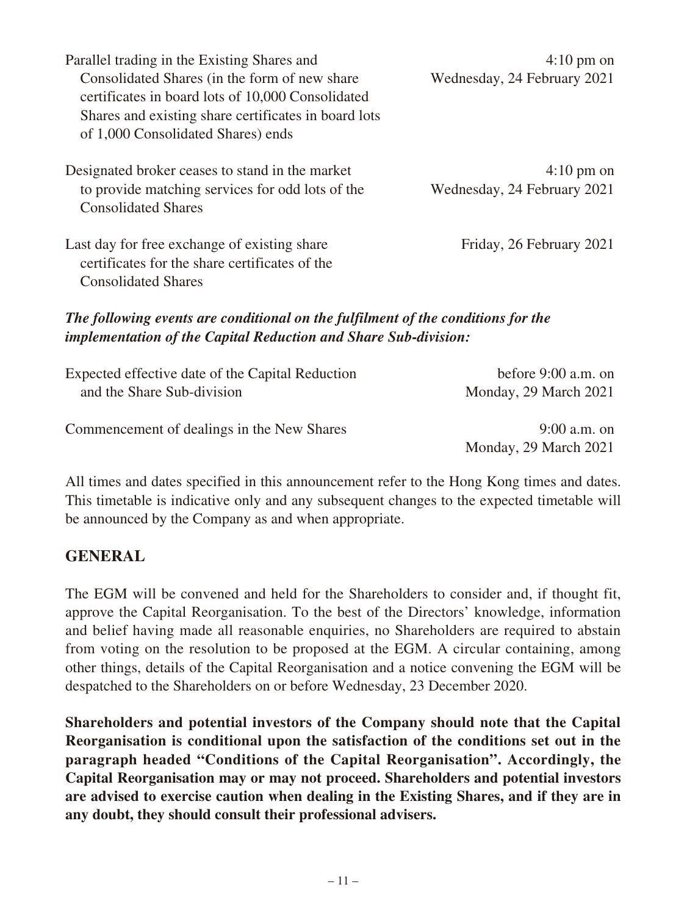| | |
|---|---|
| Parallel trading in the Existing Shares and Consolidated Shares (in the form of new share certificates in board lots of 10,000 Consolidated Shares and existing share certificates in board lots of 1,000 Consolidated Shares) ends | 4:10 pm on Wednesday, 24 February 2021 |
| Designated broker ceases to stand in the market to provide matching services for odd lots of the Consolidated Shares | 4:10 pm on Wednesday, 24 February 2021 |
| Last day for free exchange of existing share certificates for the share certificates of the Consolidated Shares | Friday, 26 February 2021 |

***The following events are conditional on the fulfilment of the conditions for the implementation of the Capital Reduction and Share Sub-division:***

| | |
|---|---|
| Expected effective date of the Capital Reduction and the Share Sub-division | before 9:00 a.m. on Monday, 29 March 2021 |
| Commencement of dealings in the New Shares | 9:00 a.m. on Monday, 29 March 2021 |

All times and dates specified in this announcement refer to the Hong Kong times and dates. This timetable is indicative only and any subsequent changes to the expected timetable will be announced by the Company as and when appropriate.

## GENERAL

The EGM will be convened and held for the Shareholders to consider and, if thought fit, approve the Capital Reorganisation. To the best of the Directors' knowledge, information and belief having made all reasonable enquiries, no Shareholders are required to abstain from voting on the resolution to be proposed at the EGM. A circular containing, among other things, details of the Capital Reorganisation and a notice convening the EGM will be despatched to the Shareholders on or before Wednesday, 23 December 2020.

**Shareholders and potential investors of the Company should note that the Capital Reorganisation is conditional upon the satisfaction of the conditions set out in the paragraph headed "Conditions of the Capital Reorganisation". Accordingly, the Capital Reorganisation may or may not proceed. Shareholders and potential investors are advised to exercise caution when dealing in the Existing Shares, and if they are in any doubt, they should consult their professional advisers.**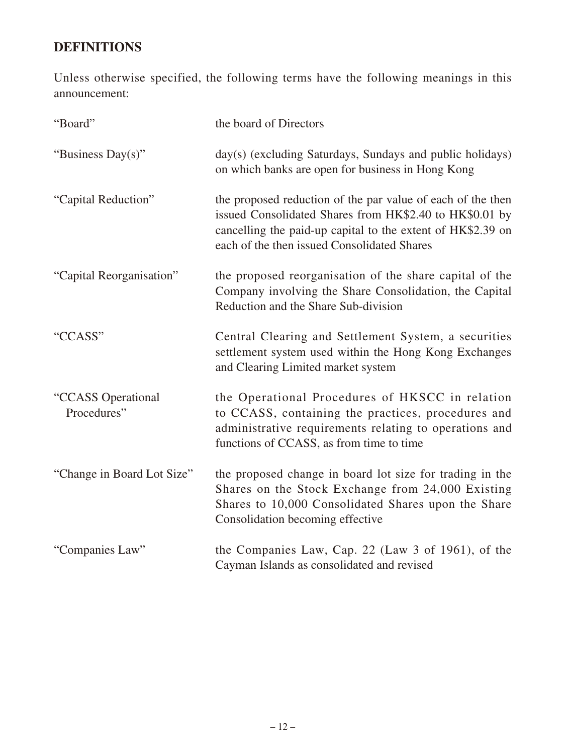## DEFINITIONS

Unless otherwise specified, the following terms have the following meanings in this announcement:

| | |
|---|---|
| "Board" | the board of Directors |
| "Business Day(s)" | day(s) (excluding Saturdays, Sundays and public holidays) on which banks are open for business in Hong Kong |
| "Capital Reduction" | the proposed reduction of the par value of each of the then issued Consolidated Shares from HK$2.40 to HK$0.01 by cancelling the paid-up capital to the extent of HK$2.39 on each of the then issued Consolidated Shares |
| "Capital Reorganisation" | the proposed reorganisation of the share capital of the Company involving the Share Consolidation, the Capital Reduction and the Share Sub-division |
| "CCASS" | Central Clearing and Settlement System, a securities settlement system used within the Hong Kong Exchanges and Clearing Limited market system |
| "CCASS Operational Procedures" | the Operational Procedures of HKSCC in relation to CCASS, containing the practices, procedures and administrative requirements relating to operations and functions of CCASS, as from time to time |
| "Change in Board Lot Size" | the proposed change in board lot size for trading in the Shares on the Stock Exchange from 24,000 Existing Shares to 10,000 Consolidated Shares upon the Share Consolidation becoming effective |
| "Companies Law" | the Companies Law, Cap. 22 (Law 3 of 1961), of the Cayman Islands as consolidated and revised |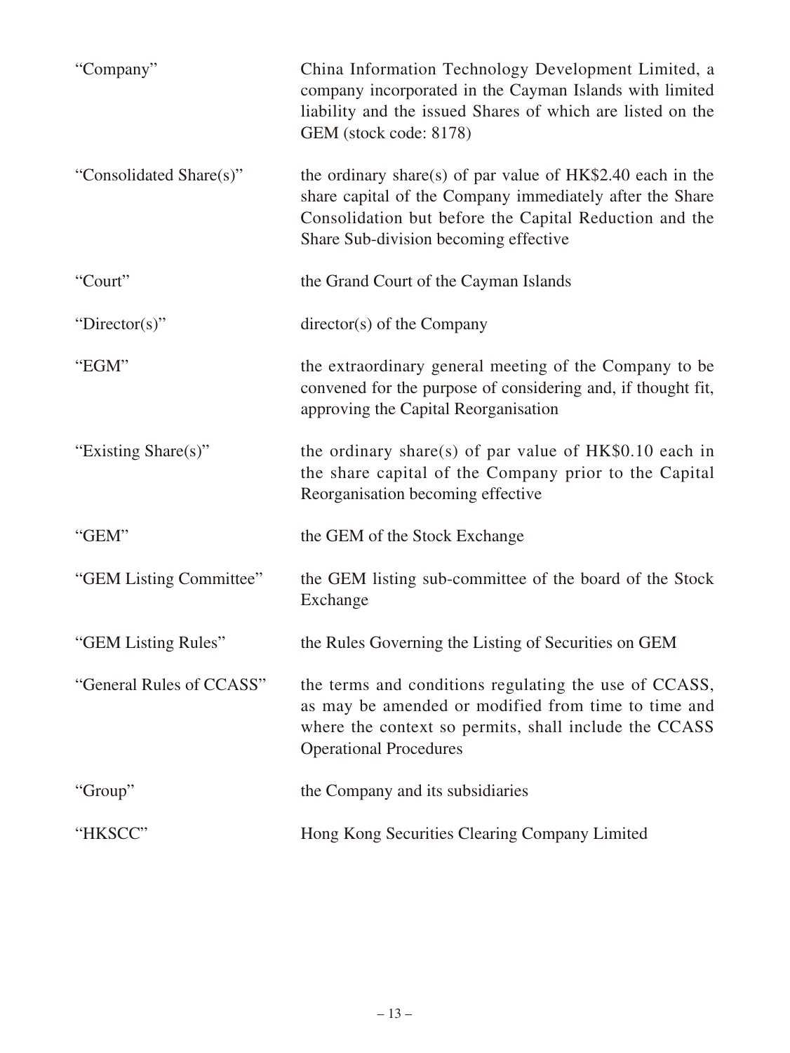| | |
|---|---|
| "Company" | China Information Technology Development Limited, a company incorporated in the Cayman Islands with limited liability and the issued Shares of which are listed on the GEM (stock code: 8178) |
| "Consolidated Share(s)" | the ordinary share(s) of par value of HK$2.40 each in the share capital of the Company immediately after the Share Consolidation but before the Capital Reduction and the Share Sub-division becoming effective |
| "Court" | the Grand Court of the Cayman Islands |
| "Director(s)" | director(s) of the Company |
| "EGM" | the extraordinary general meeting of the Company to be convened for the purpose of considering and, if thought fit, approving the Capital Reorganisation |
| "Existing Share(s)" | the ordinary share(s) of par value of HK$0.10 each in the share capital of the Company prior to the Capital Reorganisation becoming effective |
| "GEM" | the GEM of the Stock Exchange |
| "GEM Listing Committee" | the GEM listing sub-committee of the board of the Stock Exchange |
| "GEM Listing Rules" | the Rules Governing the Listing of Securities on GEM |
| "General Rules of CCASS" | the terms and conditions regulating the use of CCASS, as may be amended or modified from time to time and where the context so permits, shall include the CCASS Operational Procedures |
| "Group" | the Company and its subsidiaries |
| "HKSCC" | Hong Kong Securities Clearing Company Limited |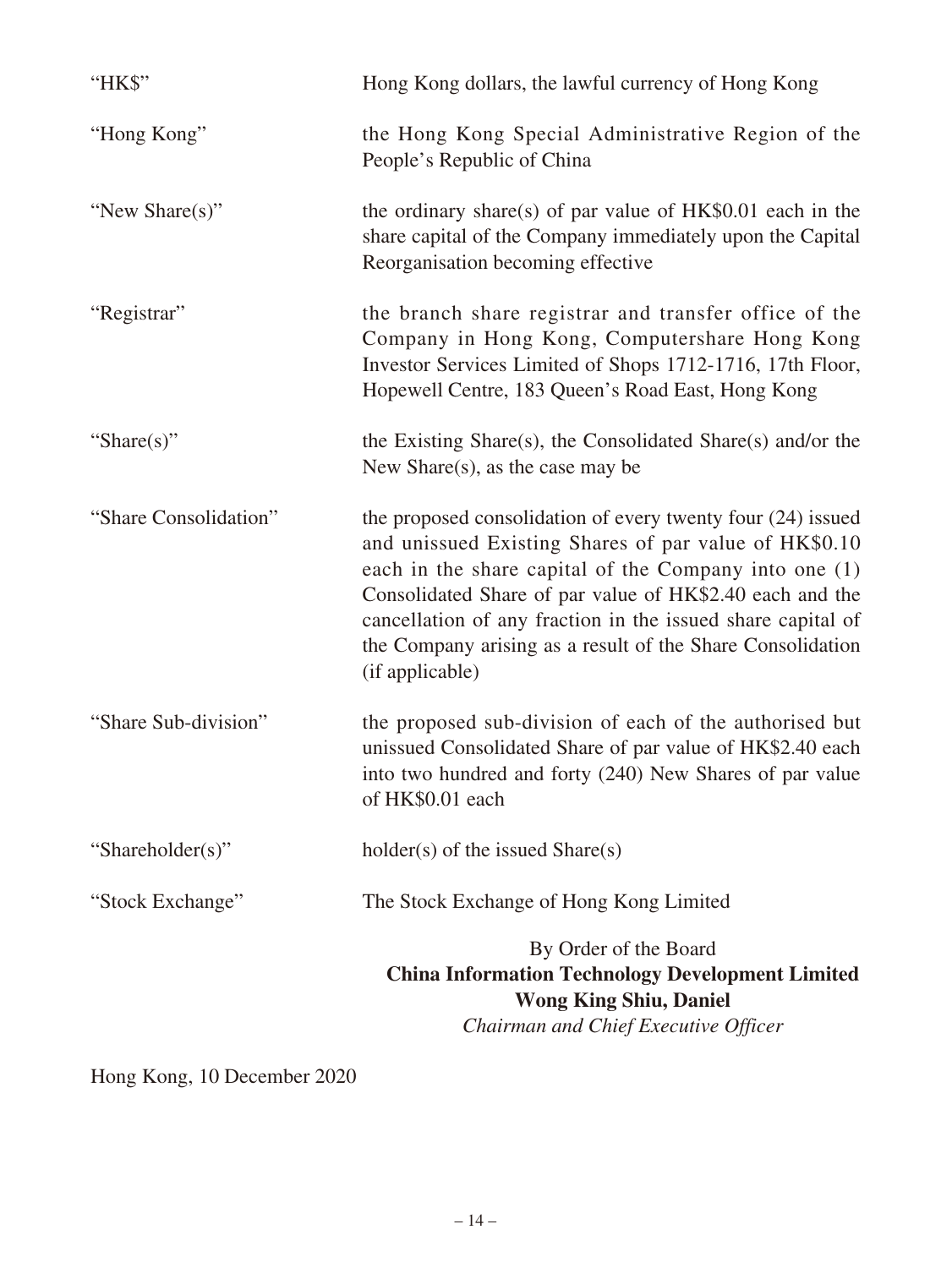| | |
|---|---|
| "HK$" | Hong Kong dollars, the lawful currency of Hong Kong |
| "Hong Kong" | the Hong Kong Special Administrative Region of the People's Republic of China |
| "New Share(s)" | the ordinary share(s) of par value of HK$0.01 each in the share capital of the Company immediately upon the Capital Reorganisation becoming effective |
| "Registrar" | the branch share registrar and transfer office of the Company in Hong Kong, Computershare Hong Kong Investor Services Limited of Shops 1712-1716, 17th Floor, Hopewell Centre, 183 Queen's Road East, Hong Kong |
| "Share(s)" | the Existing Share(s), the Consolidated Share(s) and/or the New Share(s), as the case may be |
| "Share Consolidation" | the proposed consolidation of every twenty four (24) issued and unissued Existing Shares of par value of HK$0.10 each in the share capital of the Company into one (1) Consolidated Share of par value of HK$2.40 each and the cancellation of any fraction in the issued share capital of the Company arising as a result of the Share Consolidation (if applicable) |
| "Share Sub-division" | the proposed sub-division of each of the authorised but unissued Consolidated Share of par value of HK$2.40 each into two hundred and forty (240) New Shares of par value of HK$0.01 each |
| "Shareholder(s)" | holder(s) of the issued Share(s) |
| "Stock Exchange" | The Stock Exchange of Hong Kong Limited |

By Order of the Board
**China Information Technology Development Limited**
**Wong King Shiu, Daniel**
*Chairman and Chief Executive Officer*

Hong Kong, 10 December 2020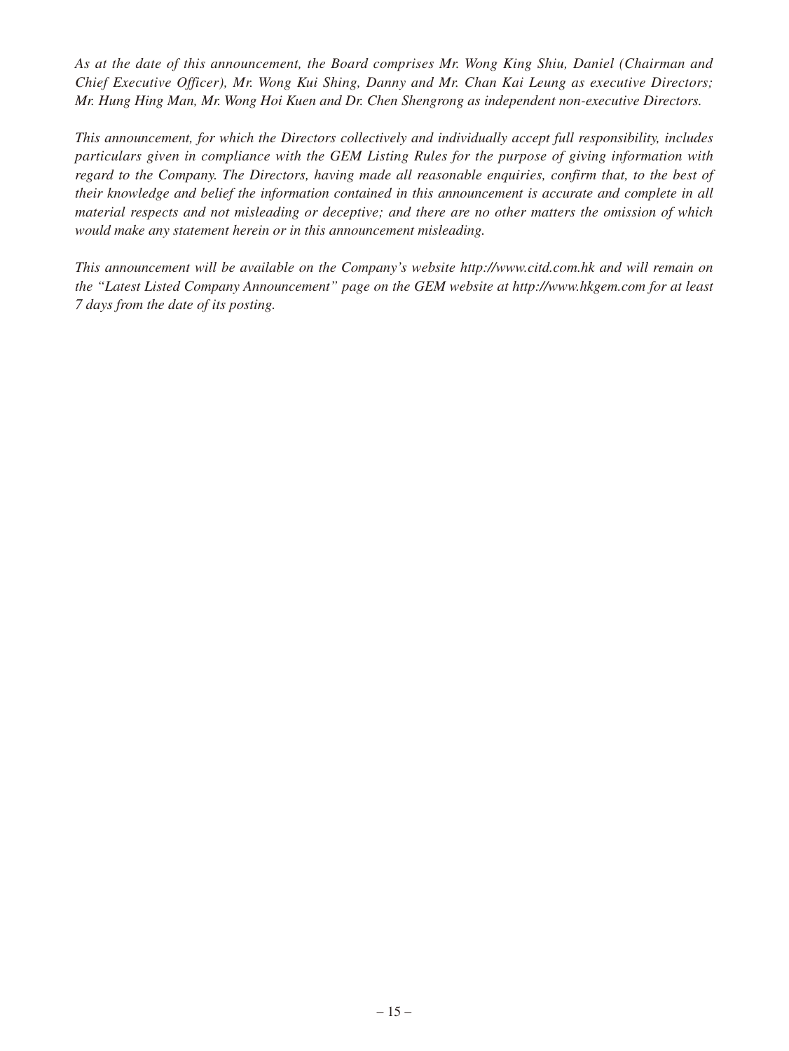*As at the date of this announcement, the Board comprises Mr. Wong King Shiu, Daniel (Chairman and Chief Executive Officer), Mr. Wong Kui Shing, Danny and Mr. Chan Kai Leung as executive Directors; Mr. Hung Hing Man, Mr. Wong Hoi Kuen and Dr. Chen Shengrong as independent non-executive Directors.*

*This announcement, for which the Directors collectively and individually accept full responsibility, includes particulars given in compliance with the GEM Listing Rules for the purpose of giving information with regard to the Company. The Directors, having made all reasonable enquiries, confirm that, to the best of their knowledge and belief the information contained in this announcement is accurate and complete in all material respects and not misleading or deceptive; and there are no other matters the omission of which would make any statement herein or in this announcement misleading.*

*This announcement will be available on the Company's website http://www.citd.com.hk and will remain on the "Latest Listed Company Announcement" page on the GEM website at http://www.hkgem.com for at least 7 days from the date of its posting.*